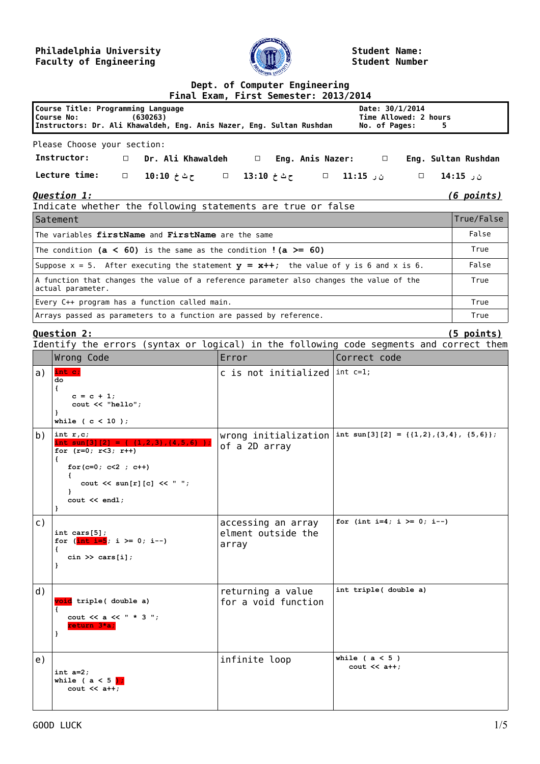Philadelphia University
Faculty of Engineering

Student Name:
Student Number

**Dept. of Computer Engineering**
**Final Exam, First Semester: 2013/2014**

| Course Title: Programming Language | Date: 30/1/2014 |
|---|---|
| Course No: (630263) | Time Allowed: 2 hours |
| Instructors: Dr. Ali Khawaldeh, Eng. Anis Nazer, Eng. Sultan Rushdan | No. of Pages: 5 |

Please Choose your section:

**Instructor:** ☐ **Dr. Ali Khawaldeh** ☐ **Eng. Anis Nazer:** ☐ **Eng. Sultan Rushdan**

**Lecture time:** ☐ **10:10** ح ث خ ☐ **13:10** ح ث خ ☐ **11:15** ن ر ☐ **14:15** ن ر

***Question 1:*** ***(6 points)***

Indicate whether the following statements are true or false

| Satement | True/False |
|---|---|
| The variables **firstName** and **FirstName** are the same | False |
| The condition **(a < 60)** is the same as the condition **!(a >= 60)** | True |
| Suppose x = 5. After executing the statement **y = x++;** the value of y is 6 and x is 6. | False |
| A function that changes the value of a reference parameter also changes the value of the actual parameter. | True |
| Every C++ program has a function called main. | True |
| Arrays passed as parameters to a function are passed by reference. | True |

**Question 2:** **(5 points)**

Identify the errors (syntax or logical) in the following code segments and correct them

| | Wrong Code | Error | Correct code |
|---|---|---|---|
| a) | `int c;`<br>`do`<br>`{`<br>`c = c + 1;`<br>`cout << "hello";`<br>`}`<br>`while ( c < 10 );` | c is not initialized | `int c=1;` |
| b) | `int r,c;`<br>`int sun[3][2] = { {1,2,3},{4,5,6} };`<br>`for (r=0; r<3; r++)`<br>`{`<br>`for(c=0; c<2 ; c++)`<br>`{`<br>`cout << sun[r][c] << " ";`<br>`}`<br>`cout << endl;`<br>`}` | wrong initialization of a 2D array | `int sun[3][2] = {{1,2},{3,4}, {5,6}};` |
| c) | `int cars[5];`<br>`for (int i=5; i >= 0; i--)`<br>`{`<br>`cin >> cars[i];`<br>`}` | accessing an array elment outside the array | `for (int i=4; i >= 0; i--)` |
| d) | `void triple( double a)`<br>`{`<br>`cout << a << " * 3 ";`<br>`return 3*a;`<br>`}` | returning a value for a void function | `int triple( double a)` |
| e) | `int a=2;`<br>`while ( a < 5 );`<br>`cout << a++;` | infinite loop | `while ( a < 5 )`<br>`cout << a++;` |

GOOD LUCK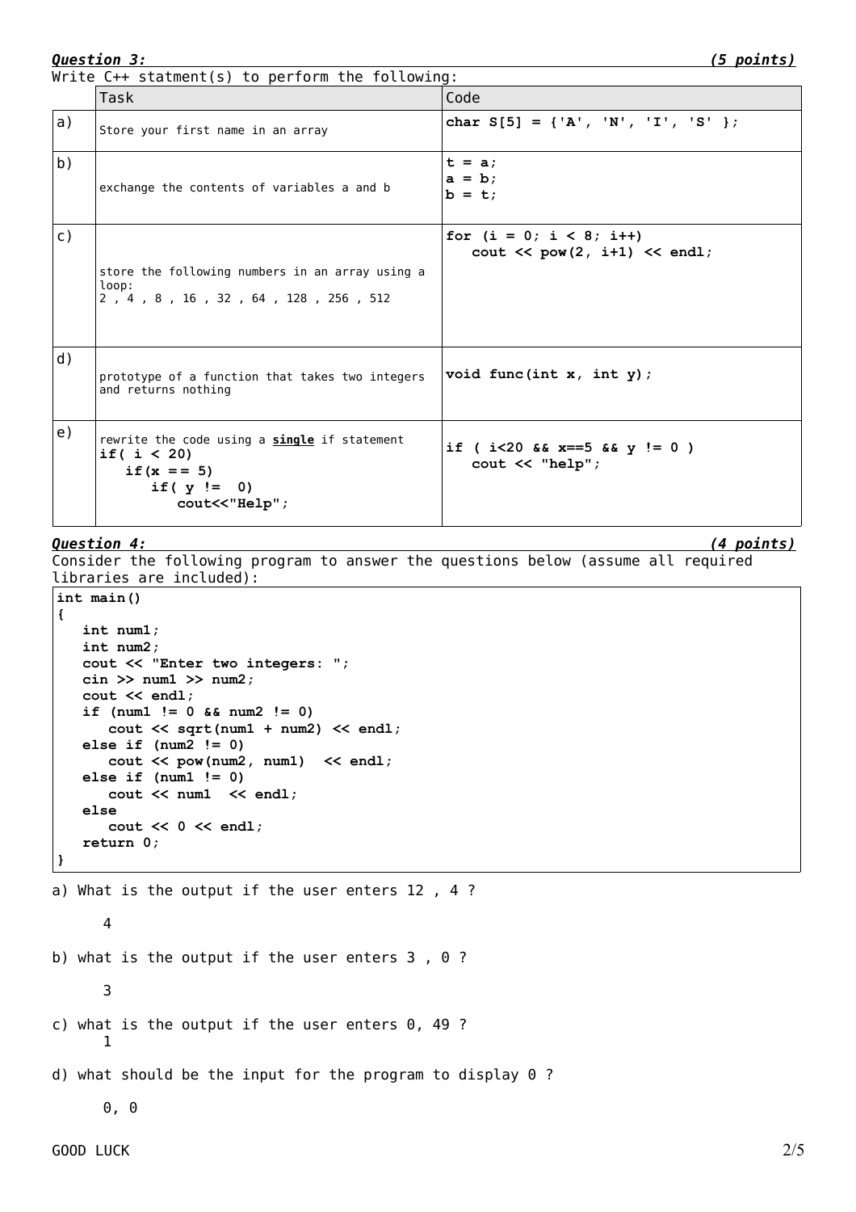***Question 3:*** ***(5 points)***

Write C++ statment(s) to perform the following:

| | Task | Code |
|---|---|---|
| a) | Store your first name in an array | `char S[5] = {'A', 'N', 'I', 'S' };` |
| b) | exchange the contents of variables a and b | `t = a;`<br>`a = b;`<br>`b = t;` |
| c) | store the following numbers in an array using a loop:<br>2 , 4 , 8 , 16 , 32 , 64 , 128 , 256 , 512 | `for (i = 0; i < 8; i++)`<br>`   cout << pow(2, i+1) << endl;` |
| d) | prototype of a function that takes two integers and returns nothing | `void func(int x, int y);` |
| e) | rewrite the code using a **<u>single</u>** if statement<br>`if( i < 20)`<br>`   if(x == 5)`<br>`      if( y !=  0)`<br>`         cout<<"Help";` | `if ( i<20 && x==5 && y != 0 )`<br>`   cout << "help";` |

***Question 4:*** ***(4 points)***

Consider the following program to answer the questions below (assume all required libraries are included):

```
int main()
{
   int num1;
   int num2;
   cout << "Enter two integers: ";
   cin >> num1 >> num2;
   cout << endl;
   if (num1 != 0 && num2 != 0)
      cout << sqrt(num1 + num2) << endl;
   else if (num2 != 0)
      cout << pow(num2, num1)  << endl;
   else if (num1 != 0)
      cout << num1  << endl;
   else
      cout << 0 << endl;
   return 0;
}
```

a) What is the output if the user enters 12 , 4 ?

4

b) what is the output if the user enters 3 , 0 ?

3

c) what is the output if the user enters 0, 49 ?

1

d) what should be the input for the program to display 0 ?

0, 0

GOOD LUCK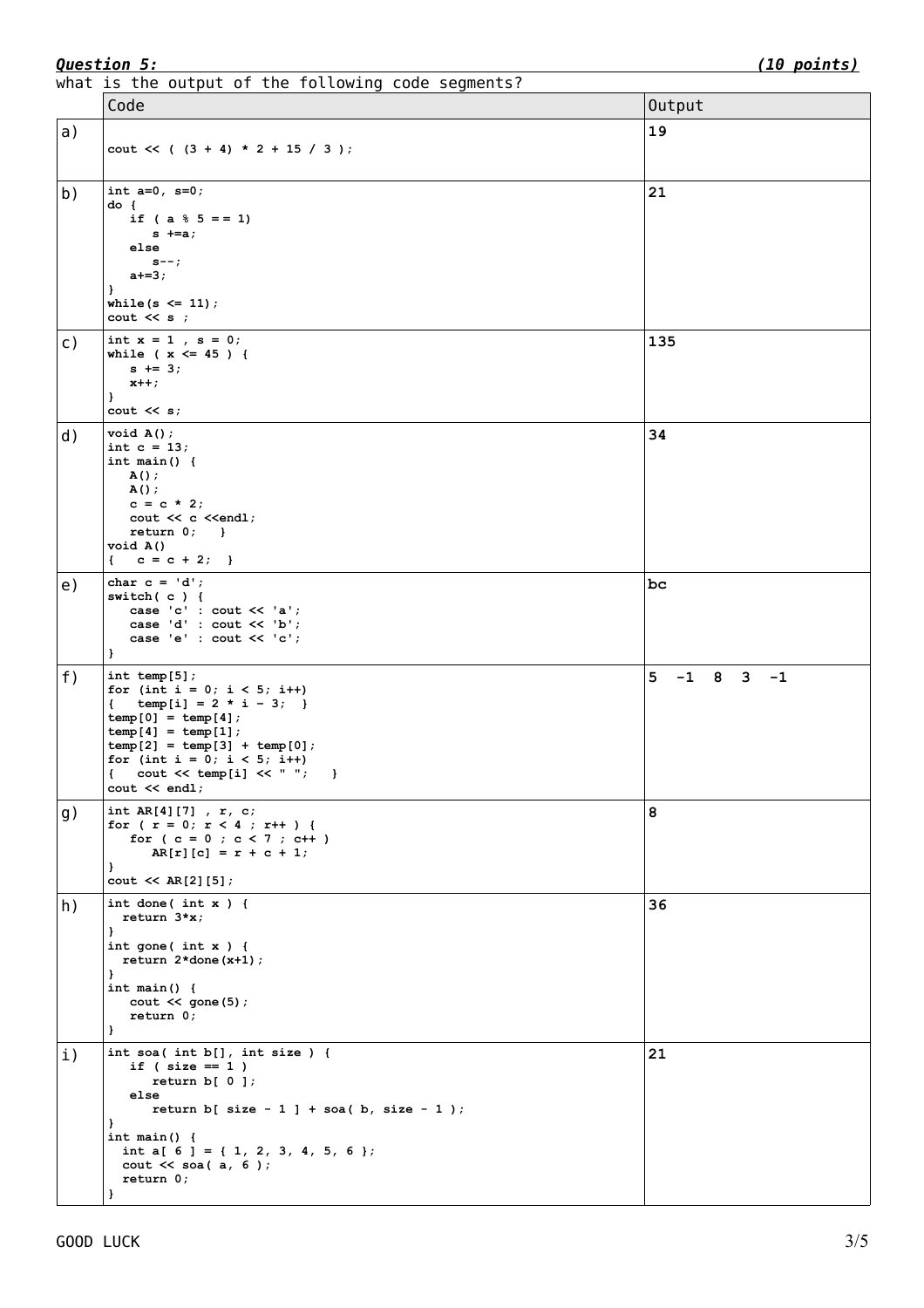***Question 5:*** ***(10 points)***

what is the output of the following code segments?

| | Code | Output |
|---|---|---|
| a) | `cout << ( (3 + 4) * 2 + 15 / 3 );` | 19 |
| b) | `int a=0, s=0;`<br>`do {`<br>`   if ( a % 5 == 1)`<br>`      s +=a;`<br>`   else`<br>`      s--;`<br>`   a+=3;`<br>`}`<br>`while(s <= 11);`<br>`cout << s ;` | 21 |
| c) | `int x = 1 , s = 0;`<br>`while ( x <= 45 ) {`<br>`   s += 3;`<br>`   x++;`<br>`}`<br>`cout << s;` | 135 |
| d) | `void A();`<br>`int c = 13;`<br>`int main() {`<br>`   A();`<br>`   A();`<br>`   c = c * 2;`<br>`   cout << c <<endl;`<br>`   return 0;   }`<br>`void A()`<br>`{   c = c + 2;  }` | 34 |
| e) | `char c = 'd';`<br>`switch( c ) {`<br>`   case 'c' : cout << 'a';`<br>`   case 'd' : cout << 'b';`<br>`   case 'e' : cout << 'c';`<br>`}` | bc |
| f) | `int temp[5];`<br>`for (int i = 0; i < 5; i++)`<br>`{   temp[i] = 2 * i - 3;  }`<br>`temp[0] = temp[4];`<br>`temp[4] = temp[1];`<br>`temp[2] = temp[3] + temp[0];`<br>`for (int i = 0; i < 5; i++)`<br>`{   cout << temp[i] << " ";   }`<br>`cout << endl;` | 5  -1  8  3  -1 |
| g) | `int AR[4][7] , r, c;`<br>`for ( r = 0; r < 4 ; r++ ) {`<br>`   for ( c = 0 ; c < 7 ; c++ )`<br>`      AR[r][c] = r + c + 1;`<br>`}`<br>`cout << AR[2][5];` | 8 |
| h) | `int done( int x ) {`<br>`  return 3*x;`<br>`}`<br>`int gone( int x ) {`<br>`  return 2*done(x+1);`<br>`}`<br>`int main() {`<br>`   cout << gone(5);`<br>`   return 0;`<br>`}` | 36 |
| i) | `int soa( int b[], int size ) {`<br>`   if ( size == 1 )`<br>`      return b[ 0 ];`<br>`   else`<br>`      return b[ size - 1 ] + soa( b, size - 1 );`<br>`}`<br>`int main() {`<br>`  int a[ 6 ] = { 1, 2, 3, 4, 5, 6 };`<br>`  cout << soa( a, 6 );`<br>`  return 0;`<br>`}` | 21 |

GOOD LUCK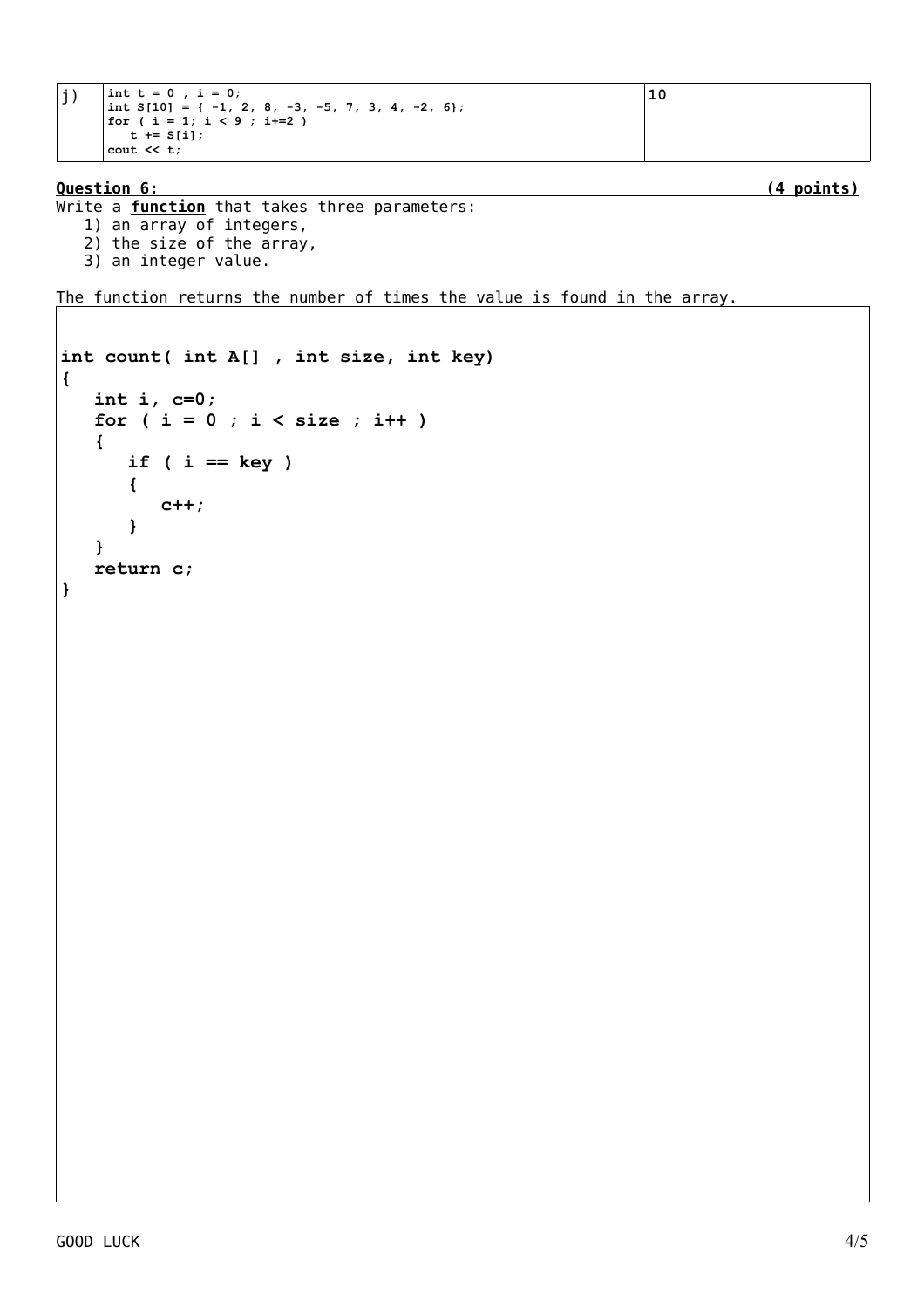| j) | `int t = 0 , i = 0;`<br>`int S[10] = { -1, 2, 8, -3, -5, 7, 3, 4, -2, 6};`<br>`for ( i = 1; i < 9 ; i+=2 )`<br>`   t += S[i];`<br>`cout << t;` | 10 |
|---|---|---|

**Question 6:** **(4 points)**

Write a **function** that takes three parameters:

1) an array of integers,
2) the size of the array,
3) an integer value.

The function returns the number of times the value is found in the array.

```
int count( int A[] , int size, int key)
{
   int i, c=0;
   for ( i = 0 ; i < size ; i++ )
   {
      if ( i == key )
      {
         c++;
      }
   }
   return c;
}
```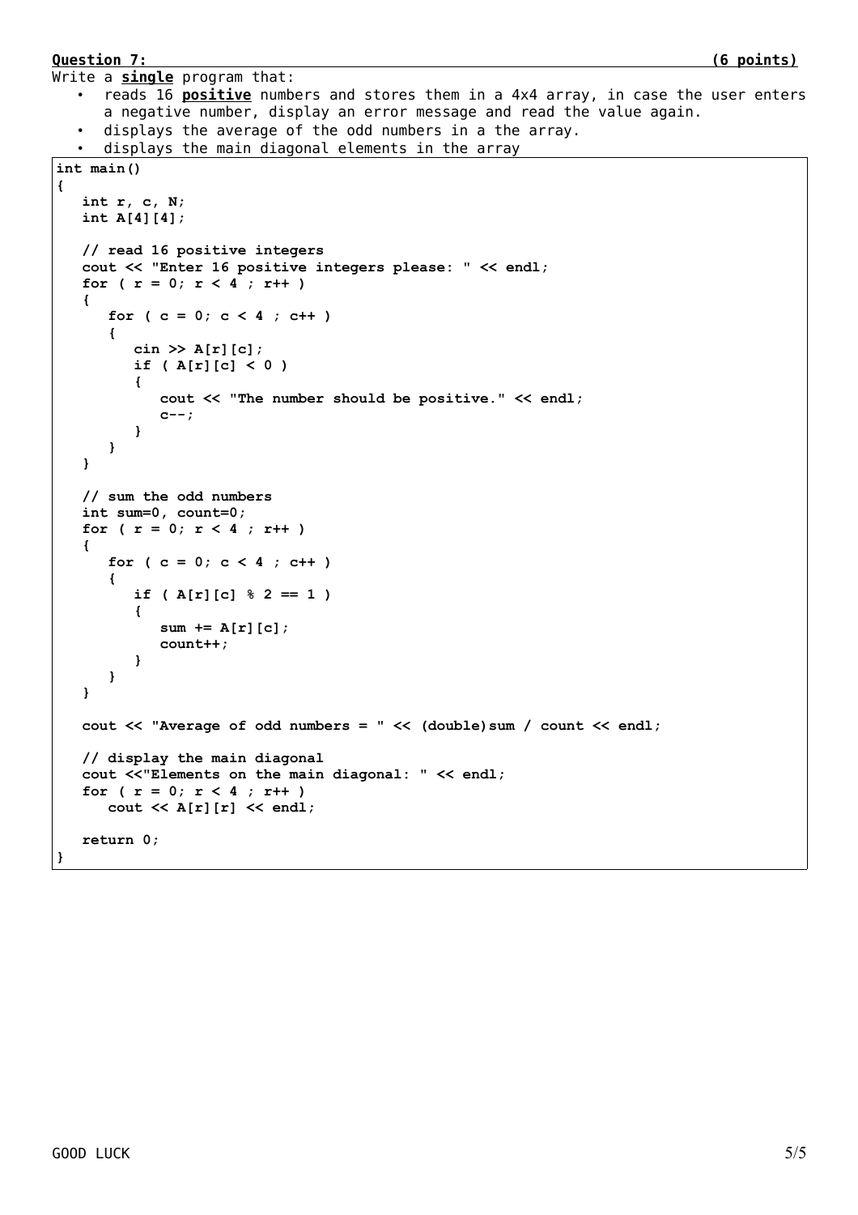**Question 7:** **(6 points)**

Write a **single** program that:

- reads 16 **positive** numbers and stores them in a 4x4 array, in case the user enters a negative number, display an error message and read the value again.
- displays the average of the odd numbers in a the array.
- displays the main diagonal elements in the array

```
int main()
{
   int r, c, N;
   int A[4][4];

   // read 16 positive integers
   cout << "Enter 16 positive integers please: " << endl;
   for ( r = 0; r < 4 ; r++ )
   {
      for ( c = 0; c < 4 ; c++ )
      {
         cin >> A[r][c];
         if ( A[r][c] < 0 )
         {
            cout << "The number should be positive." << endl;
            c--;
         }
      }
   }

   // sum the odd numbers
   int sum=0, count=0;
   for ( r = 0; r < 4 ; r++ )
   {
      for ( c = 0; c < 4 ; c++ )
      {
         if ( A[r][c] % 2 == 1 )
         {
            sum += A[r][c];
            count++;
         }
      }
   }

   cout << "Average of odd numbers = " << (double)sum / count << endl;

   // display the main diagonal
   cout <<"Elements on the main diagonal: " << endl;
   for ( r = 0; r < 4 ; r++ )
      cout << A[r][r] << endl;

   return 0;
}
```

GOOD LUCK